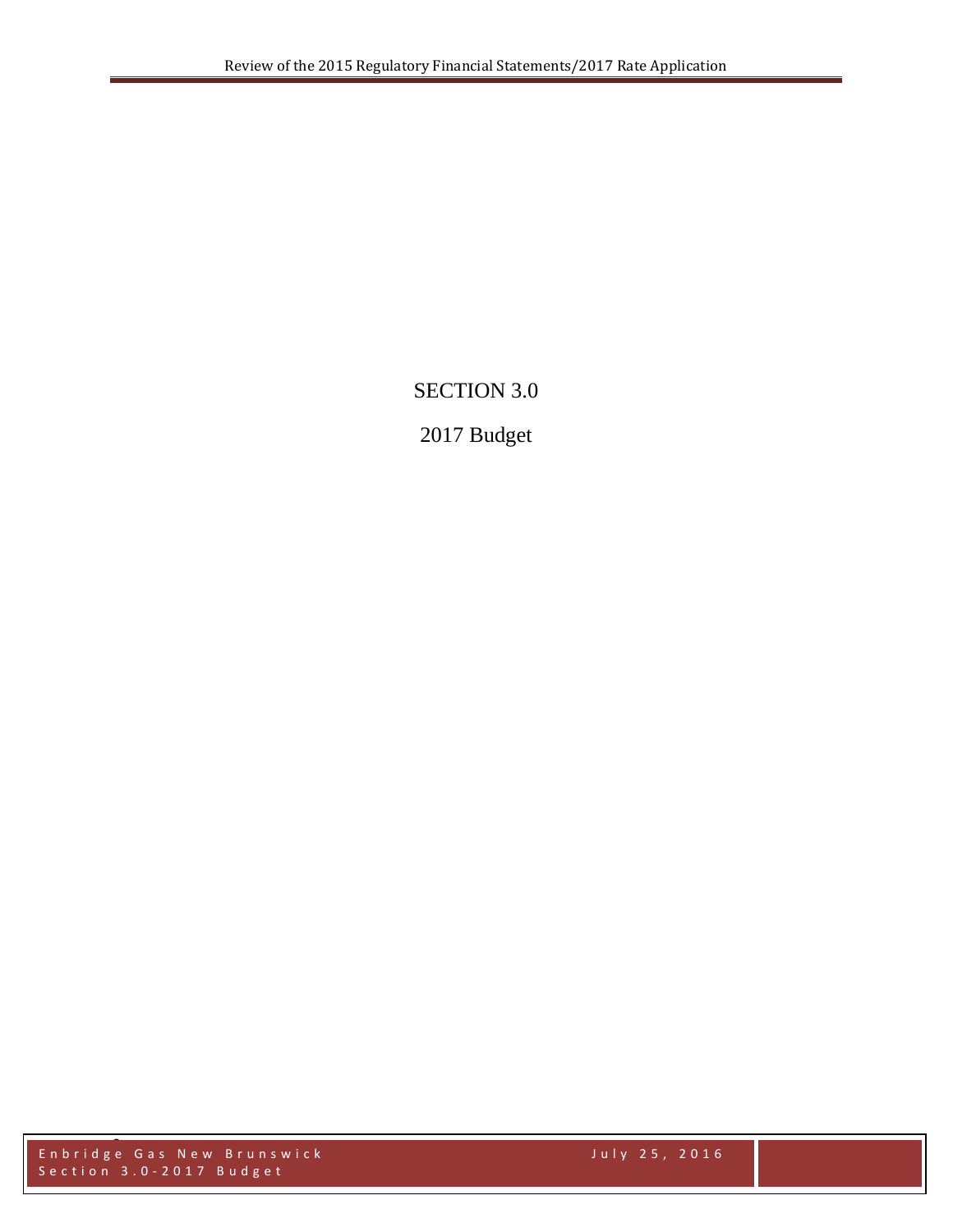# SECTION 3.0

## 2017 Budget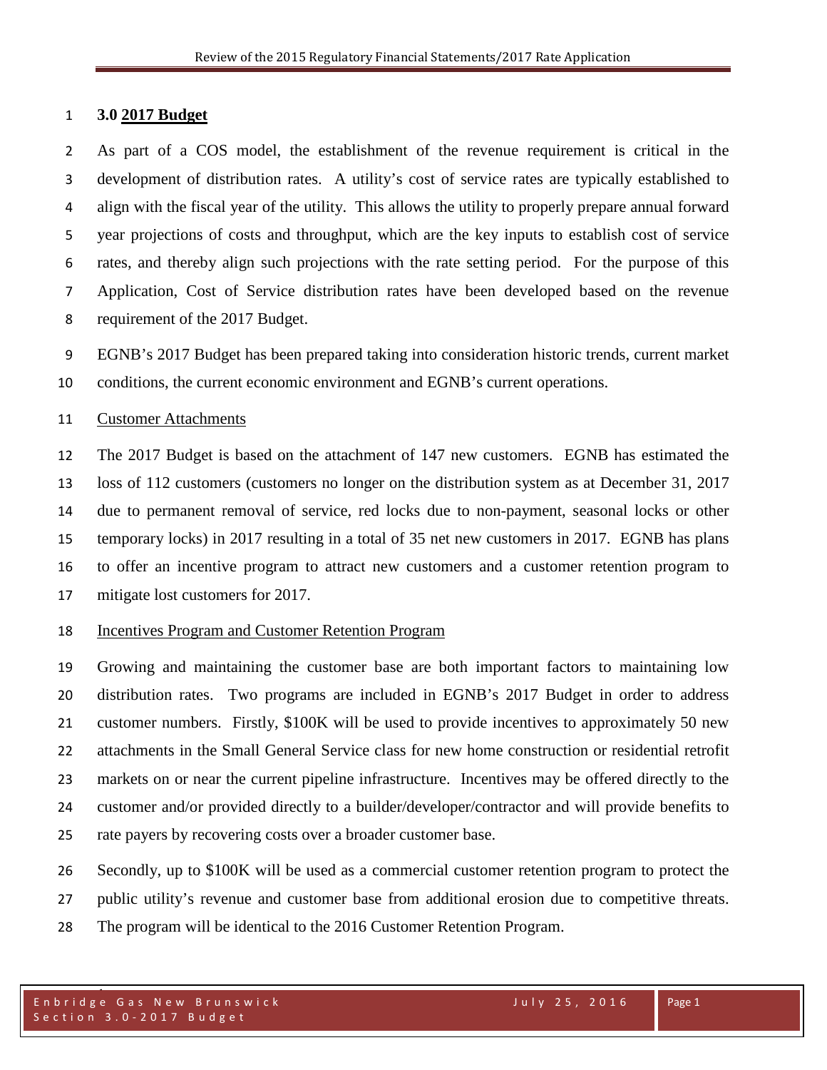## 3.0 2017 Budget

As part of a COS model, the establishment of the revenue requirement is critical in the development of distribution rates. A utility's cost of service rates are typically established to align with the fiscal year of the utility. This allows the utility to properly prepare annual forward year projections of costs and throughput, which are the key inputs to establish cost of service rates, and thereby align such projections with the rate setting period. For the purpose of this Application, Cost of Service distribution rates have been developed based on the revenue requirement of the 2017 Budget.

EGNB's 2017 Budget has been prepared taking into consideration historic trends, current market conditions, the current economic environment and EGNB's current operations.

### Customer Attachments

The 2017 Budget is based on the attachment of 147 new customers. EGNB has estimated the loss of 112 customers (customers no longer on the distribution system as at December 31, 2017 due to permanent removal of service, red locks due to non-payment, seasonal locks or other temporary locks) in 2017 resulting in a total of 35 net new customers in 2017. EGNB has plans to offer an incentive program to attract new customers and a customer retention program to mitigate lost customers for 2017.

### Incentives Program and Customer Retention Program

Growing and maintaining the customer base are both important factors to maintaining low distribution rates. Two programs are included in EGNB's 2017 Budget in order to address customer numbers. Firstly, $100K will be used to provide incentives to approximately 50 new attachments in the Small General Service class for new home construction or residential retrofit markets on or near the current pipeline infrastructure. Incentives may be offered directly to the customer and/or provided directly to a builder/developer/contractor and will provide benefits to rate payers by recovering costs over a broader customer base.

Secondly, up to $100K will be used as a commercial customer retention program to protect the public utility's revenue and customer base from additional erosion due to competitive threats. The program will be identical to the 2016 Customer Retention Program.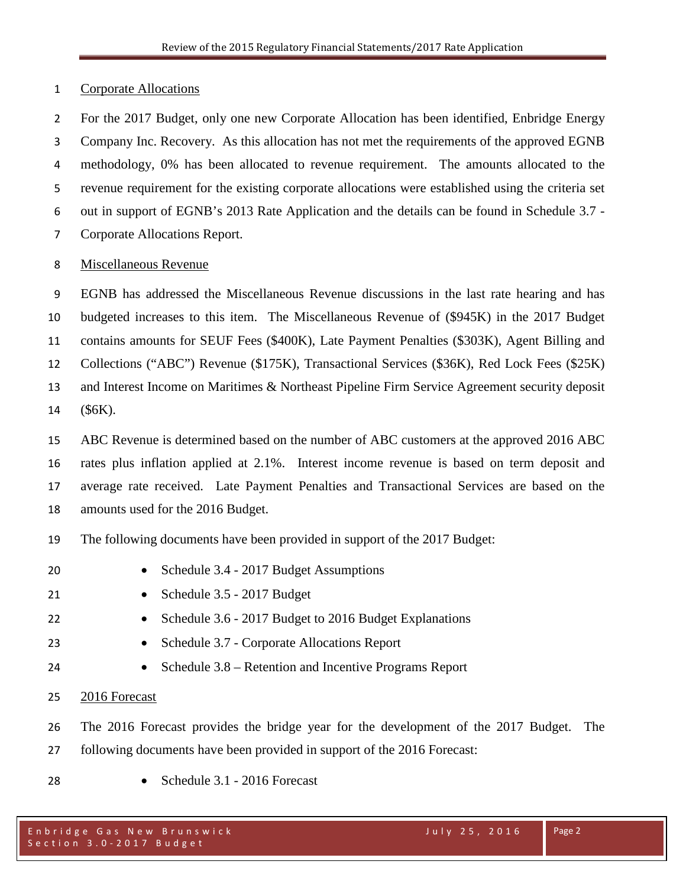## Corporate Allocations

For the 2017 Budget, only one new Corporate Allocation has been identified, Enbridge Energy Company Inc. Recovery. As this allocation has not met the requirements of the approved EGNB methodology, 0% has been allocated to revenue requirement. The amounts allocated to the revenue requirement for the existing corporate allocations were established using the criteria set out in support of EGNB's 2013 Rate Application and the details can be found in Schedule 3.7 - Corporate Allocations Report.

## Miscellaneous Revenue

EGNB has addressed the Miscellaneous Revenue discussions in the last rate hearing and has budgeted increases to this item. The Miscellaneous Revenue of ($945K) in the 2017 Budget contains amounts for SEUF Fees ($400K), Late Payment Penalties ($303K), Agent Billing and Collections ("ABC") Revenue ($175K), Transactional Services ($36K), Red Lock Fees ($25K) and Interest Income on Maritimes & Northeast Pipeline Firm Service Agreement security deposit ($6K).

ABC Revenue is determined based on the number of ABC customers at the approved 2016 ABC rates plus inflation applied at 2.1%. Interest income revenue is based on term deposit and average rate received. Late Payment Penalties and Transactional Services are based on the amounts used for the 2016 Budget.

The following documents have been provided in support of the 2017 Budget:

- Schedule 3.4 - 2017 Budget Assumptions
- Schedule 3.5 - 2017 Budget
- Schedule 3.6 - 2017 Budget to 2016 Budget Explanations
- Schedule 3.7 - Corporate Allocations Report
- Schedule 3.8 – Retention and Incentive Programs Report

## 2016 Forecast

The 2016 Forecast provides the bridge year for the development of the 2017 Budget. The following documents have been provided in support of the 2016 Forecast:

- Schedule 3.1 - 2016 Forecast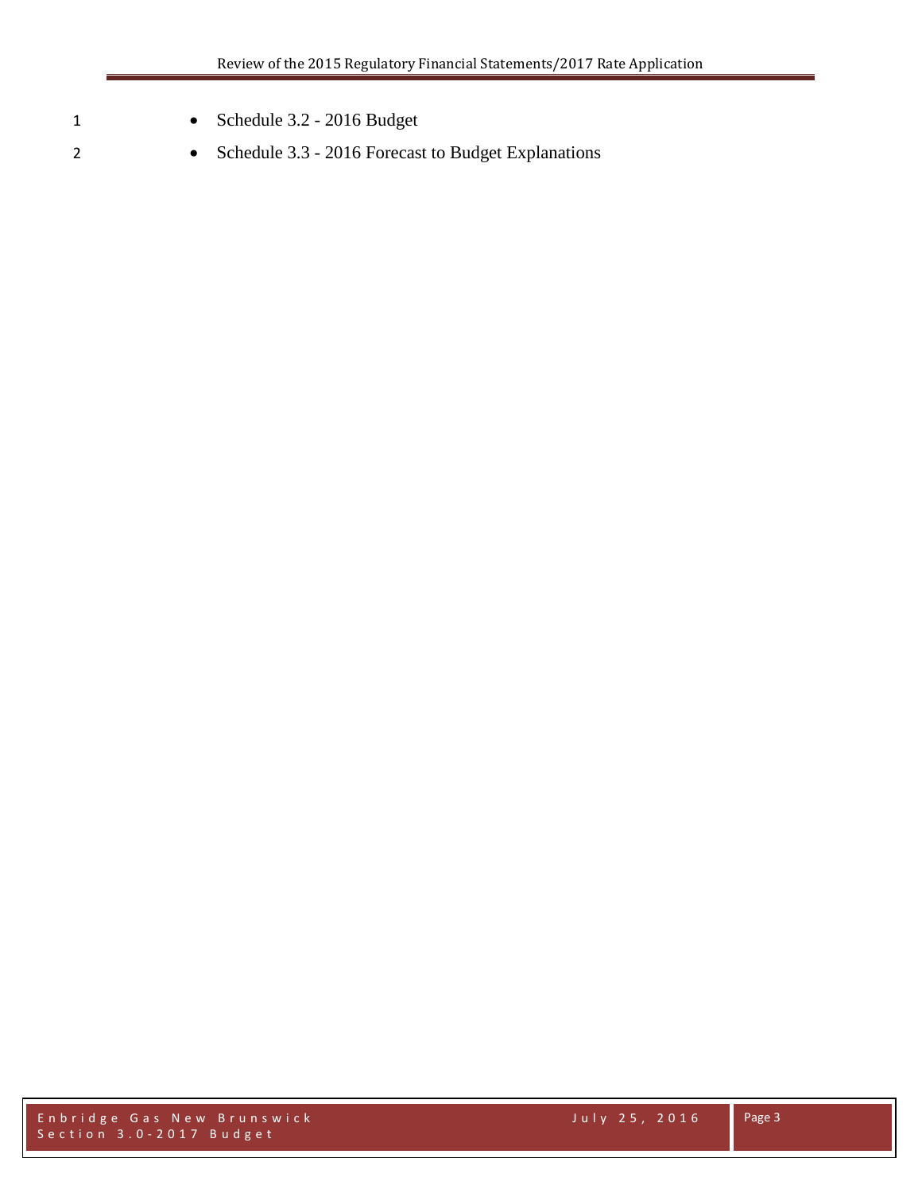- Schedule 3.2 - 2016 Budget
- Schedule 3.3 - 2016 Forecast to Budget Explanations